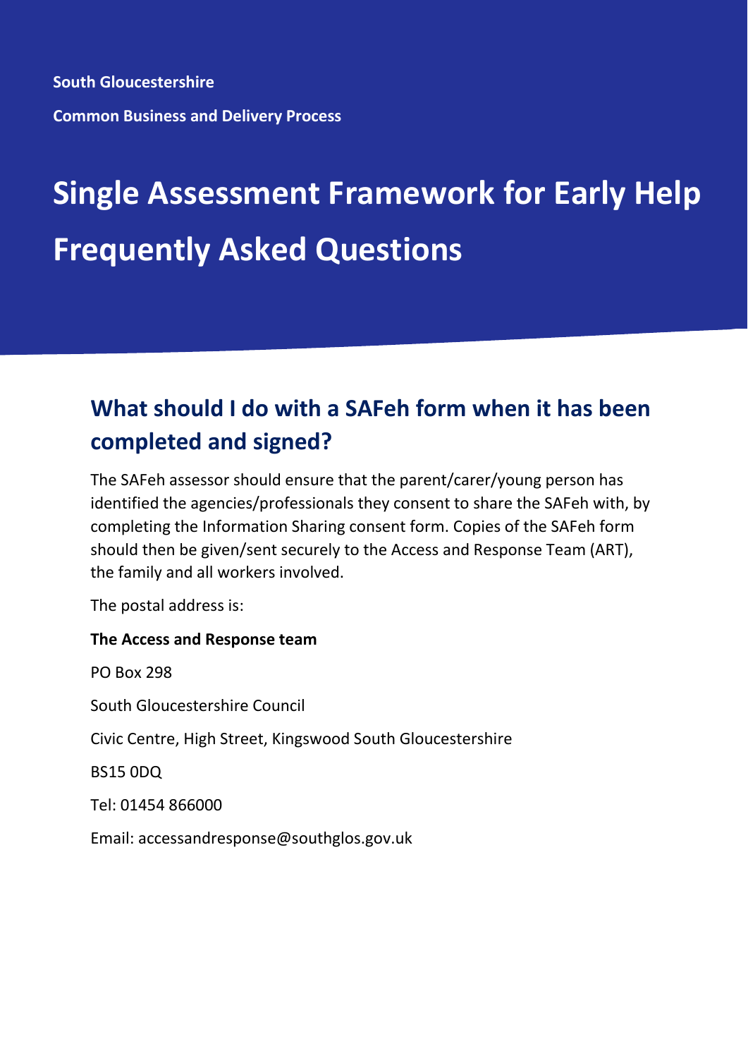**South Gloucestershire**

**Common Business and Delivery Process**

# Single Assessment Framework for Early Help Frequently Asked Questions

## What should I do with a SAFeh form when it has been completed and signed?

The SAFeh assessor should ensure that the parent/carer/young person has identified the agencies/professionals they consent to share the SAFeh with, by completing the Information Sharing consent form. Copies of the SAFeh form should then be given/sent securely to the Access and Response Team (ART), the family and all workers involved.

The postal address is:

**The Access and Response team**

PO Box 298

South Gloucestershire Council

Civic Centre, High Street, Kingswood South Gloucestershire

BS15 0DQ

Tel: 01454 866000

Email: accessandresponse@southglos.gov.uk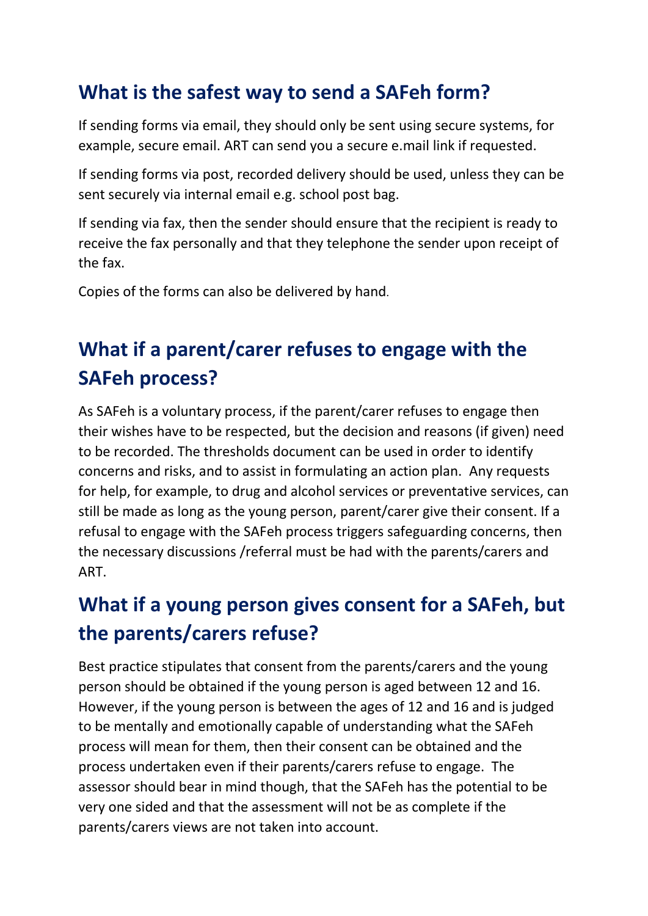## What is the safest way to send a SAFeh form?

If sending forms via email, they should only be sent using secure systems, for example, secure email. ART can send you a secure e.mail link if requested.

If sending forms via post, recorded delivery should be used, unless they can be sent securely via internal email e.g. school post bag.

If sending via fax, then the sender should ensure that the recipient is ready to receive the fax personally and that they telephone the sender upon receipt of the fax.

Copies of the forms can also be delivered by hand.

## What if a parent/carer refuses to engage with the SAFeh process?

As SAFeh is a voluntary process, if the parent/carer refuses to engage then their wishes have to be respected, but the decision and reasons (if given) need to be recorded. The thresholds document can be used in order to identify concerns and risks, and to assist in formulating an action plan. Any requests for help, for example, to drug and alcohol services or preventative services, can still be made as long as the young person, parent/carer give their consent. If a refusal to engage with the SAFeh process triggers safeguarding concerns, then the necessary discussions /referral must be had with the parents/carers and ART.

## What if a young person gives consent for a SAFeh, but the parents/carers refuse?

Best practice stipulates that consent from the parents/carers and the young person should be obtained if the young person is aged between 12 and 16. However, if the young person is between the ages of 12 and 16 and is judged to be mentally and emotionally capable of understanding what the SAFeh process will mean for them, then their consent can be obtained and the process undertaken even if their parents/carers refuse to engage. The assessor should bear in mind though, that the SAFeh has the potential to be very one sided and that the assessment will not be as complete if the parents/carers views are not taken into account.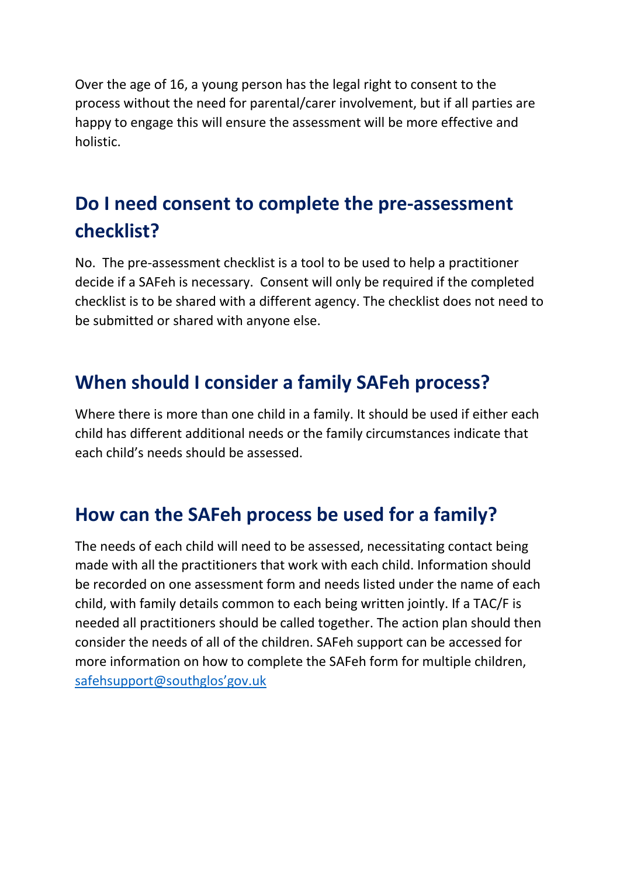Over the age of 16, a young person has the legal right to consent to the process without the need for parental/carer involvement, but if all parties are happy to engage this will ensure the assessment will be more effective and holistic.

## Do I need consent to complete the pre-assessment checklist?

No. The pre-assessment checklist is a tool to be used to help a practitioner decide if a SAFeh is necessary. Consent will only be required if the completed checklist is to be shared with a different agency. The checklist does not need to be submitted or shared with anyone else.

## When should I consider a family SAFeh process?

Where there is more than one child in a family. It should be used if either each child has different additional needs or the family circumstances indicate that each child's needs should be assessed.

## How can the SAFeh process be used for a family?

The needs of each child will need to be assessed, necessitating contact being made with all the practitioners that work with each child. Information should be recorded on one assessment form and needs listed under the name of each child, with family details common to each being written jointly. If a TAC/F is needed all practitioners should be called together. The action plan should then consider the needs of all of the children. SAFeh support can be accessed for more information on how to complete the SAFeh form for multiple children, safehsupport@southglos'gov.uk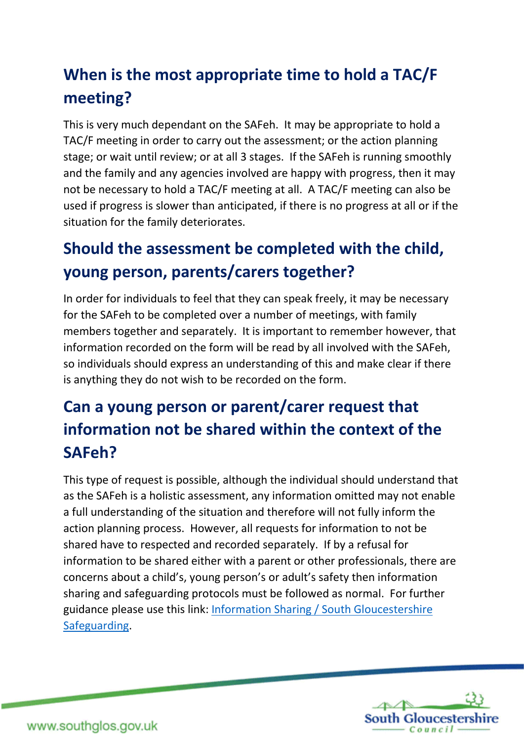## When is the most appropriate time to hold a TAC/F meeting?

This is very much dependant on the SAFeh. It may be appropriate to hold a TAC/F meeting in order to carry out the assessment; or the action planning stage; or wait until review; or at all 3 stages. If the SAFeh is running smoothly and the family and any agencies involved are happy with progress, then it may not be necessary to hold a TAC/F meeting at all. A TAC/F meeting can also be used if progress is slower than anticipated, if there is no progress at all or if the situation for the family deteriorates.

## Should the assessment be completed with the child, young person, parents/carers together?

In order for individuals to feel that they can speak freely, it may be necessary for the SAFeh to be completed over a number of meetings, with family members together and separately. It is important to remember however, that information recorded on the form will be read by all involved with the SAFeh, so individuals should express an understanding of this and make clear if there is anything they do not wish to be recorded on the form.

## Can a young person or parent/carer request that information not be shared within the context of the SAFeh?

This type of request is possible, although the individual should understand that as the SAFeh is a holistic assessment, any information omitted may not enable a full understanding of the situation and therefore will not fully inform the action planning process. However, all requests for information to not be shared have to respected and recorded separately. If by a refusal for information to be shared either with a parent or other professionals, there are concerns about a child's, young person's or adult's safety then information sharing and safeguarding protocols must be followed as normal. For further guidance please use this link: [Information Sharing / South Gloucestershire Safeguarding].